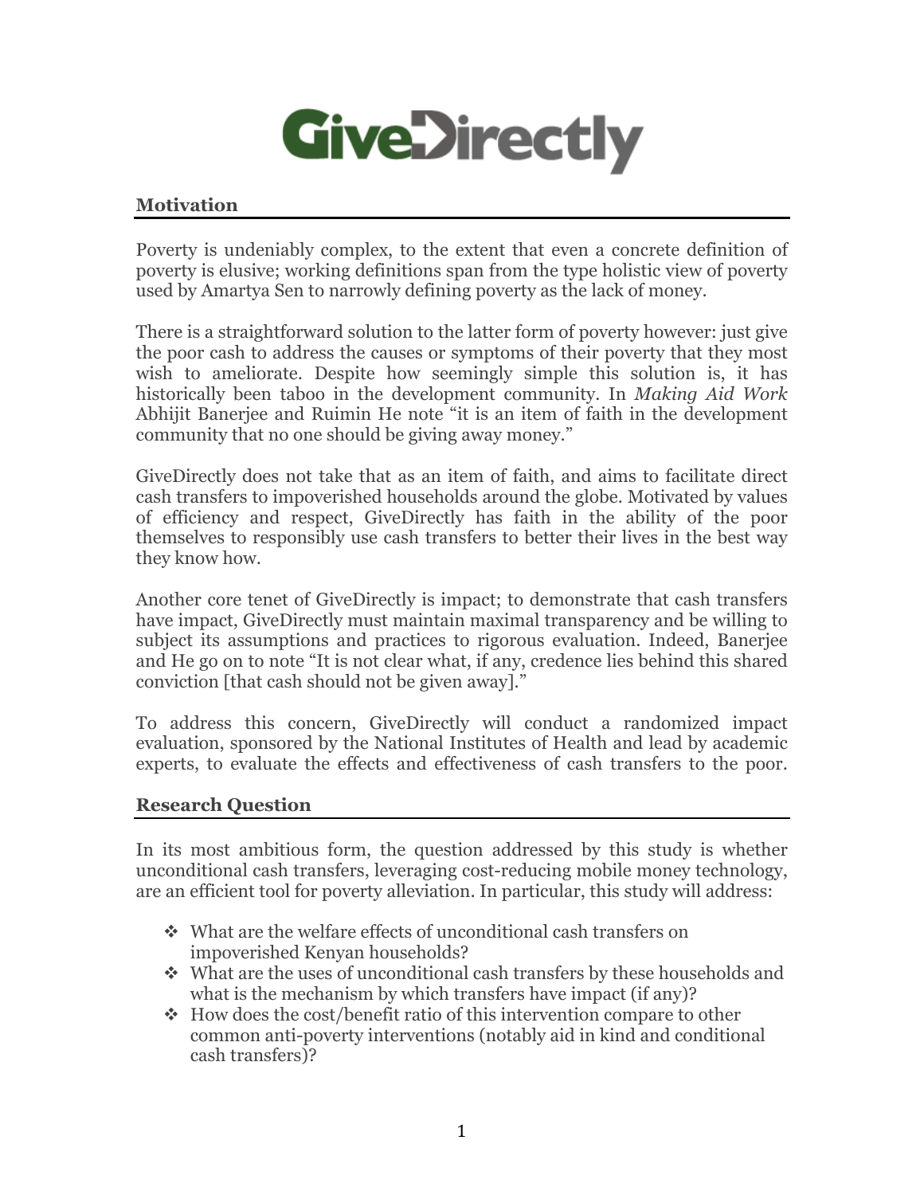# GiveDirectly

## Motivation

Poverty is undeniably complex, to the extent that even a concrete definition of poverty is elusive; working definitions span from the type holistic view of poverty used by Amartya Sen to narrowly defining poverty as the lack of money.

There is a straightforward solution to the latter form of poverty however: just give the poor cash to address the causes or symptoms of their poverty that they most wish to ameliorate. Despite how seemingly simple this solution is, it has historically been taboo in the development community. In *Making Aid Work* Abhijit Banerjee and Ruimin He note "it is an item of faith in the development community that no one should be giving away money."

GiveDirectly does not take that as an item of faith, and aims to facilitate direct cash transfers to impoverished households around the globe. Motivated by values of efficiency and respect, GiveDirectly has faith in the ability of the poor themselves to responsibly use cash transfers to better their lives in the best way they know how.

Another core tenet of GiveDirectly is impact; to demonstrate that cash transfers have impact, GiveDirectly must maintain maximal transparency and be willing to subject its assumptions and practices to rigorous evaluation. Indeed, Banerjee and He go on to note "It is not clear what, if any, credence lies behind this shared conviction [that cash should not be given away]."

To address this concern, GiveDirectly will conduct a randomized impact evaluation, sponsored by the National Institutes of Health and lead by academic experts, to evaluate the effects and effectiveness of cash transfers to the poor.

## Research Question

In its most ambitious form, the question addressed by this study is whether unconditional cash transfers, leveraging cost-reducing mobile money technology, are an efficient tool for poverty alleviation. In particular, this study will address:

- What are the welfare effects of unconditional cash transfers on impoverished Kenyan households?
- What are the uses of unconditional cash transfers by these households and what is the mechanism by which transfers have impact (if any)?
- How does the cost/benefit ratio of this intervention compare to other common anti-poverty interventions (notably aid in kind and conditional cash transfers)?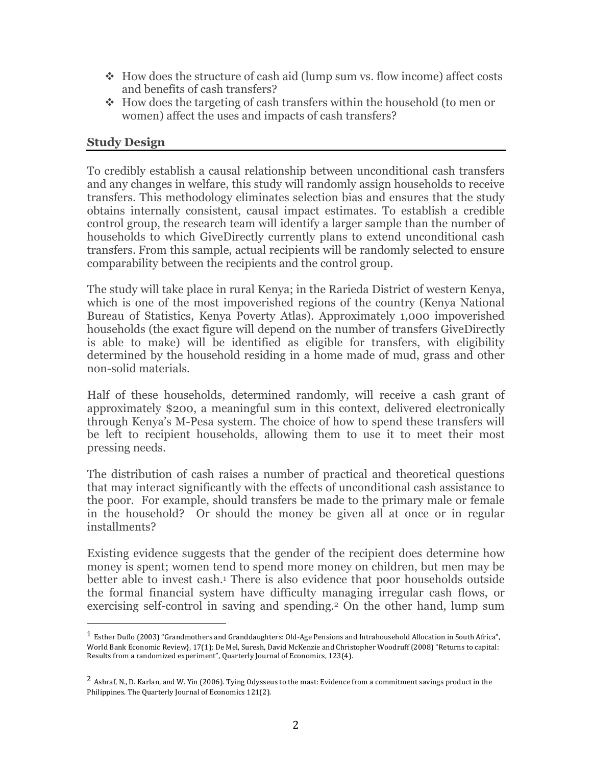- ❖ How does the structure of cash aid (lump sum vs. flow income) affect costs and benefits of cash transfers?
- ❖ How does the targeting of cash transfers within the household (to men or women) affect the uses and impacts of cash transfers?

## Study Design

To credibly establish a causal relationship between unconditional cash transfers and any changes in welfare, this study will randomly assign households to receive transfers. This methodology eliminates selection bias and ensures that the study obtains internally consistent, causal impact estimates. To establish a credible control group, the research team will identify a larger sample than the number of households to which GiveDirectly currently plans to extend unconditional cash transfers. From this sample, actual recipients will be randomly selected to ensure comparability between the recipients and the control group.

The study will take place in rural Kenya; in the Rarieda District of western Kenya, which is one of the most impoverished regions of the country (Kenya National Bureau of Statistics, Kenya Poverty Atlas). Approximately 1,000 impoverished households (the exact figure will depend on the number of transfers GiveDirectly is able to make) will be identified as eligible for transfers, with eligibility determined by the household residing in a home made of mud, grass and other non-solid materials.

Half of these households, determined randomly, will receive a cash grant of approximately $200, a meaningful sum in this context, delivered electronically through Kenya's M-Pesa system. The choice of how to spend these transfers will be left to recipient households, allowing them to use it to meet their most pressing needs.

The distribution of cash raises a number of practical and theoretical questions that may interact significantly with the effects of unconditional cash assistance to the poor. For example, should transfers be made to the primary male or female in the household? Or should the money be given all at once or in regular installments?

Existing evidence suggests that the gender of the recipient does determine how money is spent; women tend to spend more money on children, but men may be better able to invest cash.[1] There is also evidence that poor households outside the formal financial system have difficulty managing irregular cash flows, or exercising self-control in saving and spending.[2] On the other hand, lump sum

---

[1] Esther Duflo (2003) "Grandmothers and Granddaughters: Old-Age Pensions and Intrahousehold Allocation in South Africa", World Bank Economic Review}, 17(1); De Mel, Suresh, David McKenzie and Christopher Woodruff (2008) "Returns to capital: Results from a randomized experiment", Quarterly Journal of Economics, 123(4).

[2] Ashraf, N., D. Karlan, and W. Yin (2006). Tying Odysseus to the mast: Evidence from a commitment savings product in the Philippines. The Quarterly Journal of Economics 121(2).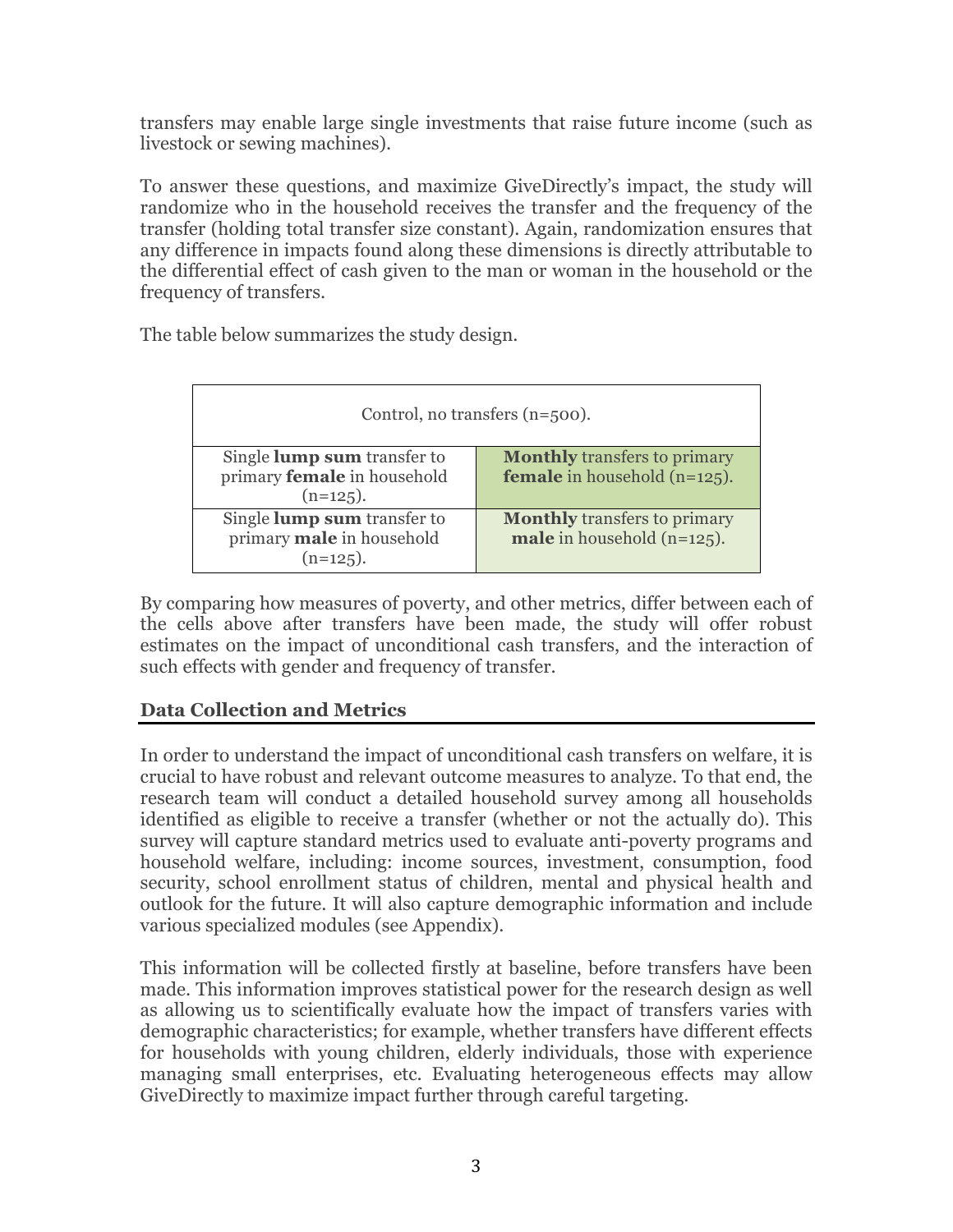transfers may enable large single investments that raise future income (such as livestock or sewing machines).

To answer these questions, and maximize GiveDirectly's impact, the study will randomize who in the household receives the transfer and the frequency of the transfer (holding total transfer size constant). Again, randomization ensures that any difference in impacts found along these dimensions is directly attributable to the differential effect of cash given to the man or woman in the household or the frequency of transfers.

The table below summarizes the study design.

| Control, no transfers (n=500). | |
|---|---|
| Single **lump sum** transfer to primary **female** in household (n=125). | **Monthly** transfers to primary **female** in household (n=125). |
| Single **lump sum** transfer to primary **male** in household (n=125). | **Monthly** transfers to primary **male** in household (n=125). |

By comparing how measures of poverty, and other metrics, differ between each of the cells above after transfers have been made, the study will offer robust estimates on the impact of unconditional cash transfers, and the interaction of such effects with gender and frequency of transfer.

## Data Collection and Metrics

In order to understand the impact of unconditional cash transfers on welfare, it is crucial to have robust and relevant outcome measures to analyze. To that end, the research team will conduct a detailed household survey among all households identified as eligible to receive a transfer (whether or not the actually do). This survey will capture standard metrics used to evaluate anti-poverty programs and household welfare, including: income sources, investment, consumption, food security, school enrollment status of children, mental and physical health and outlook for the future. It will also capture demographic information and include various specialized modules (see Appendix).

This information will be collected firstly at baseline, before transfers have been made. This information improves statistical power for the research design as well as allowing us to scientifically evaluate how the impact of transfers varies with demographic characteristics; for example, whether transfers have different effects for households with young children, elderly individuals, those with experience managing small enterprises, etc. Evaluating heterogeneous effects may allow GiveDirectly to maximize impact further through careful targeting.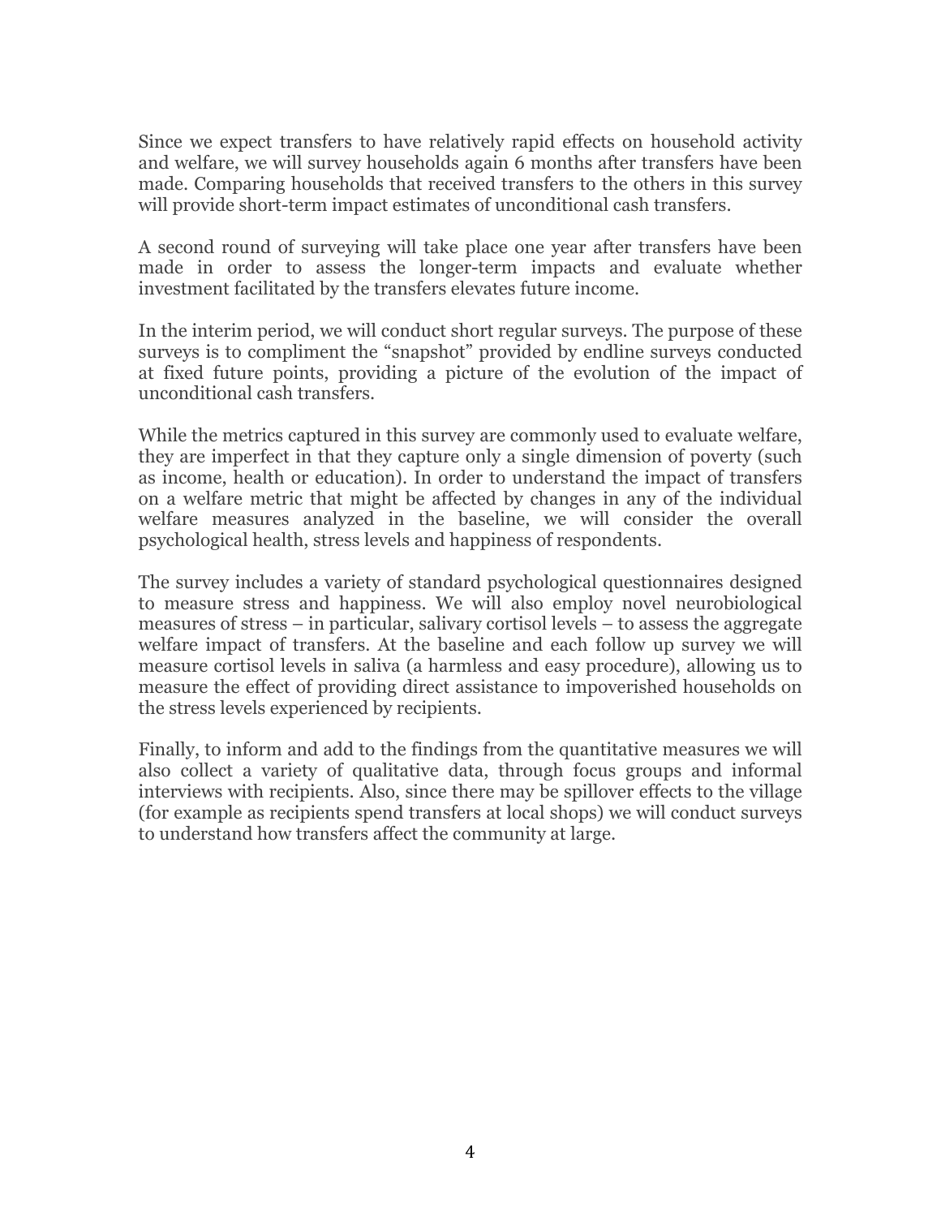Since we expect transfers to have relatively rapid effects on household activity and welfare, we will survey households again 6 months after transfers have been made. Comparing households that received transfers to the others in this survey will provide short-term impact estimates of unconditional cash transfers.

A second round of surveying will take place one year after transfers have been made in order to assess the longer-term impacts and evaluate whether investment facilitated by the transfers elevates future income.

In the interim period, we will conduct short regular surveys. The purpose of these surveys is to compliment the "snapshot" provided by endline surveys conducted at fixed future points, providing a picture of the evolution of the impact of unconditional cash transfers.

While the metrics captured in this survey are commonly used to evaluate welfare, they are imperfect in that they capture only a single dimension of poverty (such as income, health or education). In order to understand the impact of transfers on a welfare metric that might be affected by changes in any of the individual welfare measures analyzed in the baseline, we will consider the overall psychological health, stress levels and happiness of respondents.

The survey includes a variety of standard psychological questionnaires designed to measure stress and happiness. We will also employ novel neurobiological measures of stress – in particular, salivary cortisol levels – to assess the aggregate welfare impact of transfers. At the baseline and each follow up survey we will measure cortisol levels in saliva (a harmless and easy procedure), allowing us to measure the effect of providing direct assistance to impoverished households on the stress levels experienced by recipients.

Finally, to inform and add to the findings from the quantitative measures we will also collect a variety of qualitative data, through focus groups and informal interviews with recipients. Also, since there may be spillover effects to the village (for example as recipients spend transfers at local shops) we will conduct surveys to understand how transfers affect the community at large.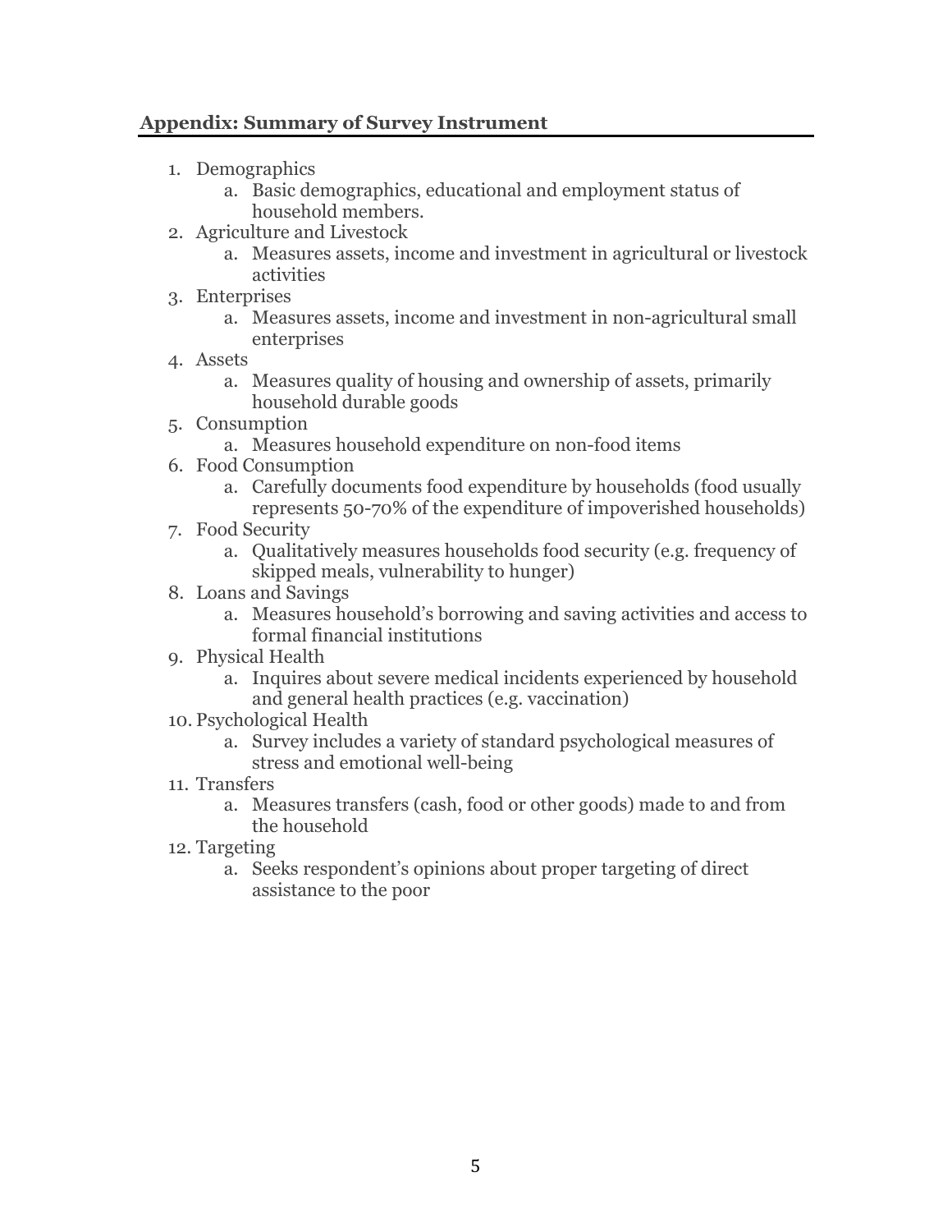**Appendix: Summary of Survey Instrument**

1. Demographics
    a. Basic demographics, educational and employment status of household members.
2. Agriculture and Livestock
    a. Measures assets, income and investment in agricultural or livestock activities
3. Enterprises
    a. Measures assets, income and investment in non-agricultural small enterprises
4. Assets
    a. Measures quality of housing and ownership of assets, primarily household durable goods
5. Consumption
    a. Measures household expenditure on non-food items
6. Food Consumption
    a. Carefully documents food expenditure by households (food usually represents 50-70% of the expenditure of impoverished households)
7. Food Security
    a. Qualitatively measures households food security (e.g. frequency of skipped meals, vulnerability to hunger)
8. Loans and Savings
    a. Measures household's borrowing and saving activities and access to formal financial institutions
9. Physical Health
    a. Inquires about severe medical incidents experienced by household and general health practices (e.g. vaccination)
10. Psychological Health
    a. Survey includes a variety of standard psychological measures of stress and emotional well-being
11. Transfers
    a. Measures transfers (cash, food or other goods) made to and from the household
12. Targeting
    a. Seeks respondent's opinions about proper targeting of direct assistance to the poor